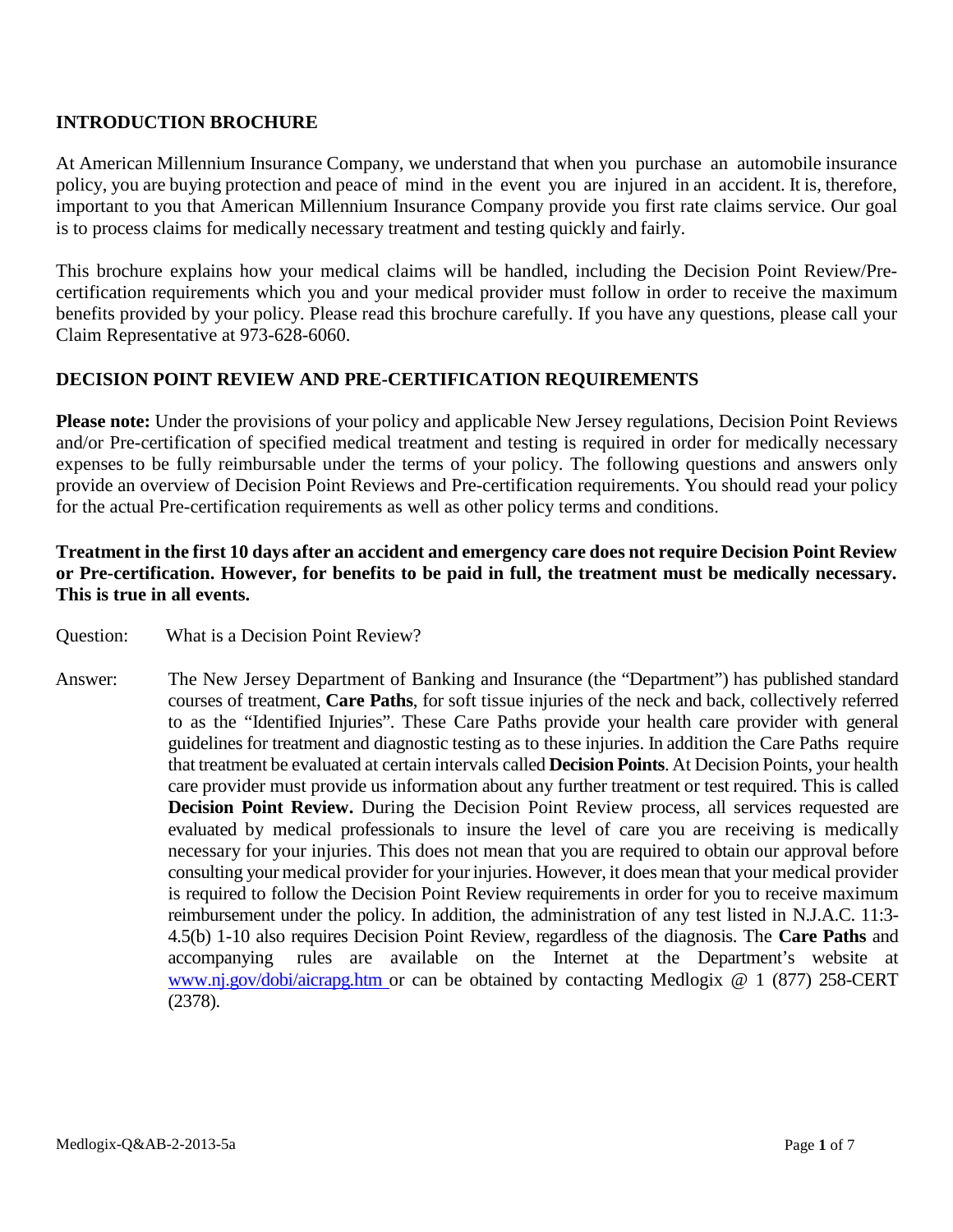## INTRODUCTION BROCHURE

At American Millennium Insurance Company, we understand that when you purchase an automobile insurance policy, you are buying protection and peace of mind in the event you are injured in an accident. It is, therefore, important to you that American Millennium Insurance Company provide you first rate claims service. Our goal is to process claims for medically necessary treatment and testing quickly and fairly.

This brochure explains how your medical claims will be handled, including the Decision Point Review/Pre-certification requirements which you and your medical provider must follow in order to receive the maximum benefits provided by your policy. Please read this brochure carefully. If you have any questions, please call your Claim Representative at 973-628-6060.

## DECISION POINT REVIEW AND PRE-CERTIFICATION REQUIREMENTS

**Please note:** Under the provisions of your policy and applicable New Jersey regulations, Decision Point Reviews and/or Pre-certification of specified medical treatment and testing is required in order for medically necessary expenses to be fully reimbursable under the terms of your policy. The following questions and answers only provide an overview of Decision Point Reviews and Pre-certification requirements. You should read your policy for the actual Pre-certification requirements as well as other policy terms and conditions.

**Treatment in the first 10 days after an accident and emergency care does not require Decision Point Review or Pre-certification. However, for benefits to be paid in full, the treatment must be medically necessary. This is true in all events.**

Question: What is a Decision Point Review?

Answer: The New Jersey Department of Banking and Insurance (the "Department") has published standard courses of treatment, **Care Paths**, for soft tissue injuries of the neck and back, collectively referred to as the "Identified Injuries". These Care Paths provide your health care provider with general guidelines for treatment and diagnostic testing as to these injuries. In addition the Care Paths require that treatment be evaluated at certain intervals called **Decision Points**. At Decision Points, your health care provider must provide us information about any further treatment or test required. This is called **Decision Point Review.** During the Decision Point Review process, all services requested are evaluated by medical professionals to insure the level of care you are receiving is medically necessary for your injuries. This does not mean that you are required to obtain our approval before consulting your medical provider for your injuries. However, it does mean that your medical provider is required to follow the Decision Point Review requirements in order for you to receive maximum reimbursement under the policy. In addition, the administration of any test listed in N.J.A.C. 11:3-4.5(b) 1-10 also requires Decision Point Review, regardless of the diagnosis. The **Care Paths** and accompanying rules are available on the Internet at the Department's website at www.nj.gov/dobi/aicrapg.htm or can be obtained by contacting Medlogix @ 1 (877) 258-CERT (2378).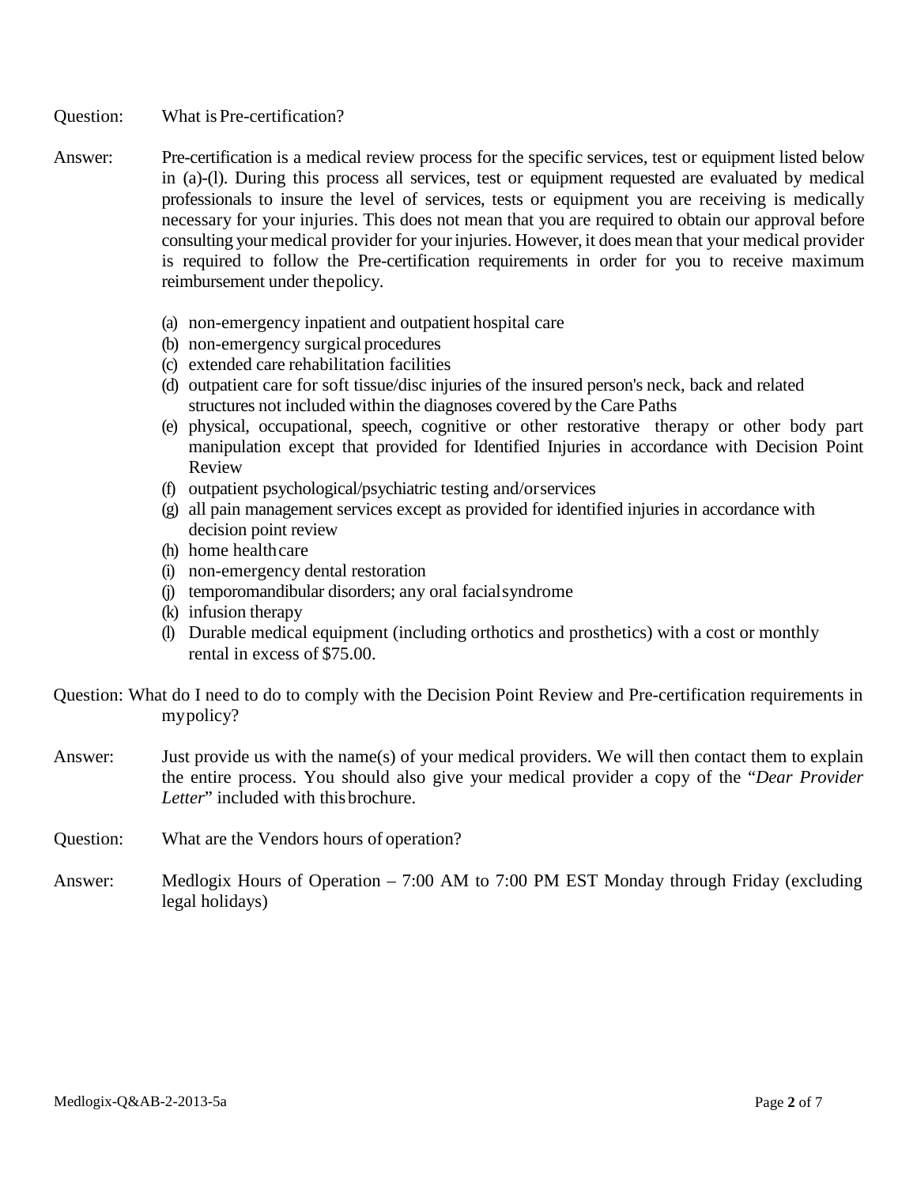Question: What is Pre-certification?

Answer: Pre-certification is a medical review process for the specific services, test or equipment listed below in (a)-(l). During this process all services, test or equipment requested are evaluated by medical professionals to insure the level of services, tests or equipment you are receiving is medically necessary for your injuries. This does not mean that you are required to obtain our approval before consulting your medical provider for your injuries. However, it does mean that your medical provider is required to follow the Pre-certification requirements in order for you to receive maximum reimbursement under the policy.

(a) non-emergency inpatient and outpatient hospital care
(b) non-emergency surgical procedures
(c) extended care rehabilitation facilities
(d) outpatient care for soft tissue/disc injuries of the insured person's neck, back and related structures not included within the diagnoses covered by the Care Paths
(e) physical, occupational, speech, cognitive or other restorative therapy or other body part manipulation except that provided for Identified Injuries in accordance with Decision Point Review
(f) outpatient psychological/psychiatric testing and/or services
(g) all pain management services except as provided for identified injuries in accordance with decision point review
(h) home health care
(i) non-emergency dental restoration
(j) temporomandibular disorders; any oral facial syndrome
(k) infusion therapy
(l) Durable medical equipment (including orthotics and prosthetics) with a cost or monthly rental in excess of $75.00.

Question: What do I need to do to comply with the Decision Point Review and Pre-certification requirements in my policy?

Answer: Just provide us with the name(s) of your medical providers. We will then contact them to explain the entire process. You should also give your medical provider a copy of the "*Dear Provider Letter*" included with this brochure.

Question: What are the Vendors hours of operation?

Answer: Medlogix Hours of Operation – 7:00 AM to 7:00 PM EST Monday through Friday (excluding legal holidays)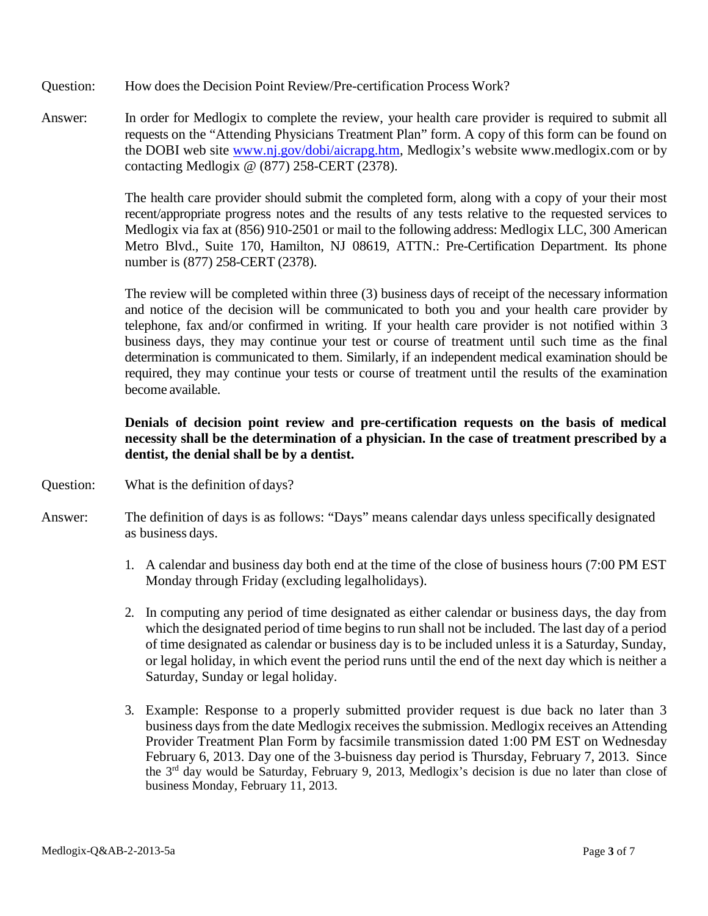Question: How does the Decision Point Review/Pre-certification Process Work?

Answer: In order for Medlogix to complete the review, your health care provider is required to submit all requests on the "Attending Physicians Treatment Plan" form. A copy of this form can be found on the DOBI web site [www.nj.gov/dobi/aicrapg.htm](www.nj.gov/dobi/aicrapg.htm), Medlogix's website www.medlogix.com or by contacting Medlogix @ (877) 258-CERT (2378).

The health care provider should submit the completed form, along with a copy of your their most recent/appropriate progress notes and the results of any tests relative to the requested services to Medlogix via fax at (856) 910-2501 or mail to the following address: Medlogix LLC, 300 American Metro Blvd., Suite 170, Hamilton, NJ 08619, ATTN.: Pre-Certification Department. Its phone number is (877) 258-CERT (2378).

The review will be completed within three (3) business days of receipt of the necessary information and notice of the decision will be communicated to both you and your health care provider by telephone, fax and/or confirmed in writing. If your health care provider is not notified within 3 business days, they may continue your test or course of treatment until such time as the final determination is communicated to them. Similarly, if an independent medical examination should be required, they may continue your tests or course of treatment until the results of the examination become available.

**Denials of decision point review and pre-certification requests on the basis of medical necessity shall be the determination of a physician. In the case of treatment prescribed by a dentist, the denial shall be by a dentist.**

Question: What is the definition of days?

Answer: The definition of days is as follows: "Days" means calendar days unless specifically designated as business days.

1. A calendar and business day both end at the time of the close of business hours (7:00 PM EST Monday through Friday (excluding legalholidays).

2. In computing any period of time designated as either calendar or business days, the day from which the designated period of time begins to run shall not be included. The last day of a period of time designated as calendar or business day is to be included unless it is a Saturday, Sunday, or legal holiday, in which event the period runs until the end of the next day which is neither a Saturday, Sunday or legal holiday.

3. Example: Response to a properly submitted provider request is due back no later than 3 business days from the date Medlogix receives the submission. Medlogix receives an Attending Provider Treatment Plan Form by facsimile transmission dated 1:00 PM EST on Wednesday February 6, 2013. Day one of the 3-buisness day period is Thursday, February 7, 2013. Since the 3rd day would be Saturday, February 9, 2013, Medlogix's decision is due no later than close of business Monday, February 11, 2013.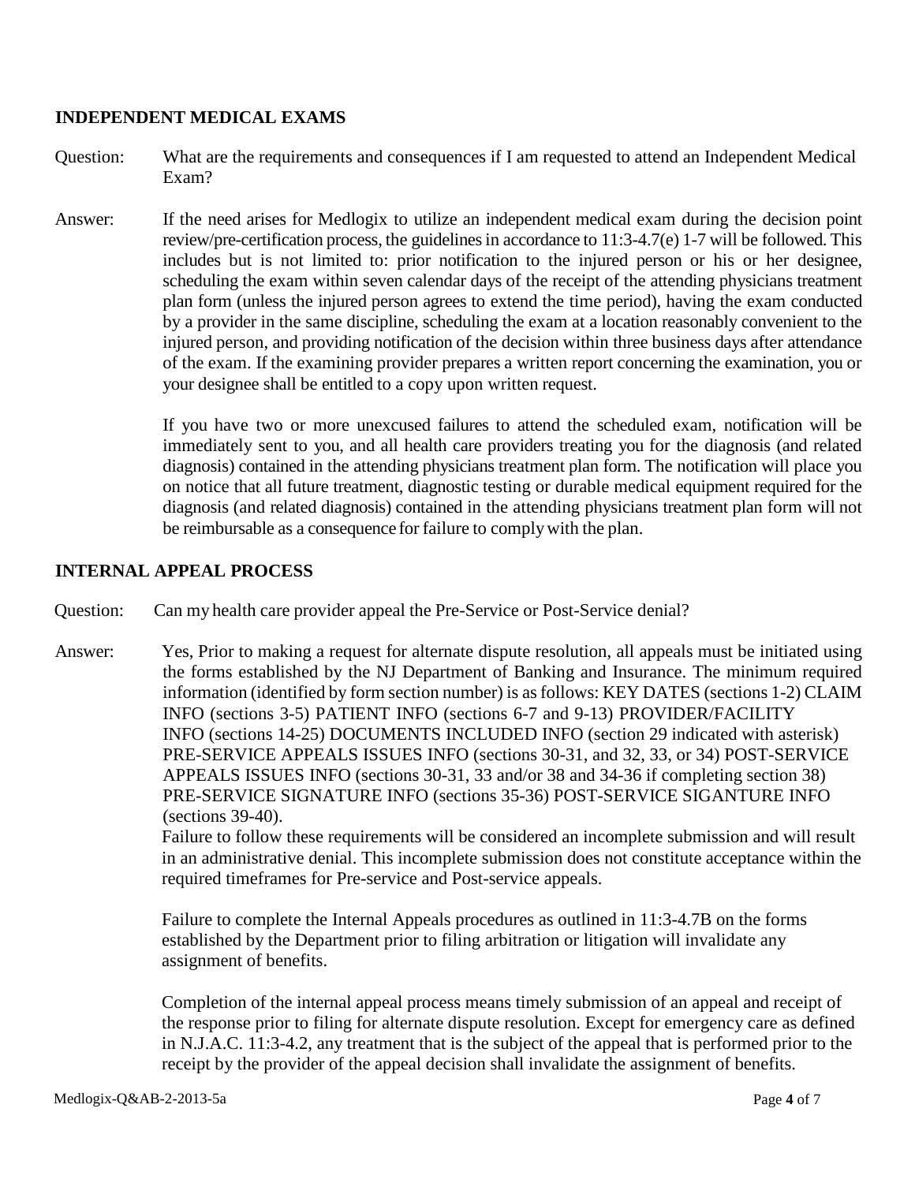## INDEPENDENT MEDICAL EXAMS

Question: What are the requirements and consequences if I am requested to attend an Independent Medical Exam?

Answer: If the need arises for Medlogix to utilize an independent medical exam during the decision point review/pre-certification process, the guidelines in accordance to 11:3-4.7(e) 1-7 will be followed. This includes but is not limited to: prior notification to the injured person or his or her designee, scheduling the exam within seven calendar days of the receipt of the attending physicians treatment plan form (unless the injured person agrees to extend the time period), having the exam conducted by a provider in the same discipline, scheduling the exam at a location reasonably convenient to the injured person, and providing notification of the decision within three business days after attendance of the exam. If the examining provider prepares a written report concerning the examination, you or your designee shall be entitled to a copy upon written request.

If you have two or more unexcused failures to attend the scheduled exam, notification will be immediately sent to you, and all health care providers treating you for the diagnosis (and related diagnosis) contained in the attending physicians treatment plan form. The notification will place you on notice that all future treatment, diagnostic testing or durable medical equipment required for the diagnosis (and related diagnosis) contained in the attending physicians treatment plan form will not be reimbursable as a consequence for failure to comply with the plan.

## INTERNAL APPEAL PROCESS

Question: Can my health care provider appeal the Pre-Service or Post-Service denial?

Answer: Yes, Prior to making a request for alternate dispute resolution, all appeals must be initiated using the forms established by the NJ Department of Banking and Insurance. The minimum required information (identified by form section number) is as follows: KEY DATES (sections 1-2) CLAIM INFO (sections 3-5) PATIENT INFO (sections 6-7 and 9-13) PROVIDER/FACILITY INFO (sections 14-25) DOCUMENTS INCLUDED INFO (section 29 indicated with asterisk) PRE-SERVICE APPEALS ISSUES INFO (sections 30-31, and 32, 33, or 34) POST-SERVICE APPEALS ISSUES INFO (sections 30-31, 33 and/or 38 and 34-36 if completing section 38) PRE-SERVICE SIGNATURE INFO (sections 35-36) POST-SERVICE SIGANTURE INFO (sections 39-40).

Failure to follow these requirements will be considered an incomplete submission and will result in an administrative denial. This incomplete submission does not constitute acceptance within the required timeframes for Pre-service and Post-service appeals.

Failure to complete the Internal Appeals procedures as outlined in 11:3-4.7B on the forms established by the Department prior to filing arbitration or litigation will invalidate any assignment of benefits.

Completion of the internal appeal process means timely submission of an appeal and receipt of the response prior to filing for alternate dispute resolution. Except for emergency care as defined in N.J.A.C. 11:3-4.2, any treatment that is the subject of the appeal that is performed prior to the receipt by the provider of the appeal decision shall invalidate the assignment of benefits.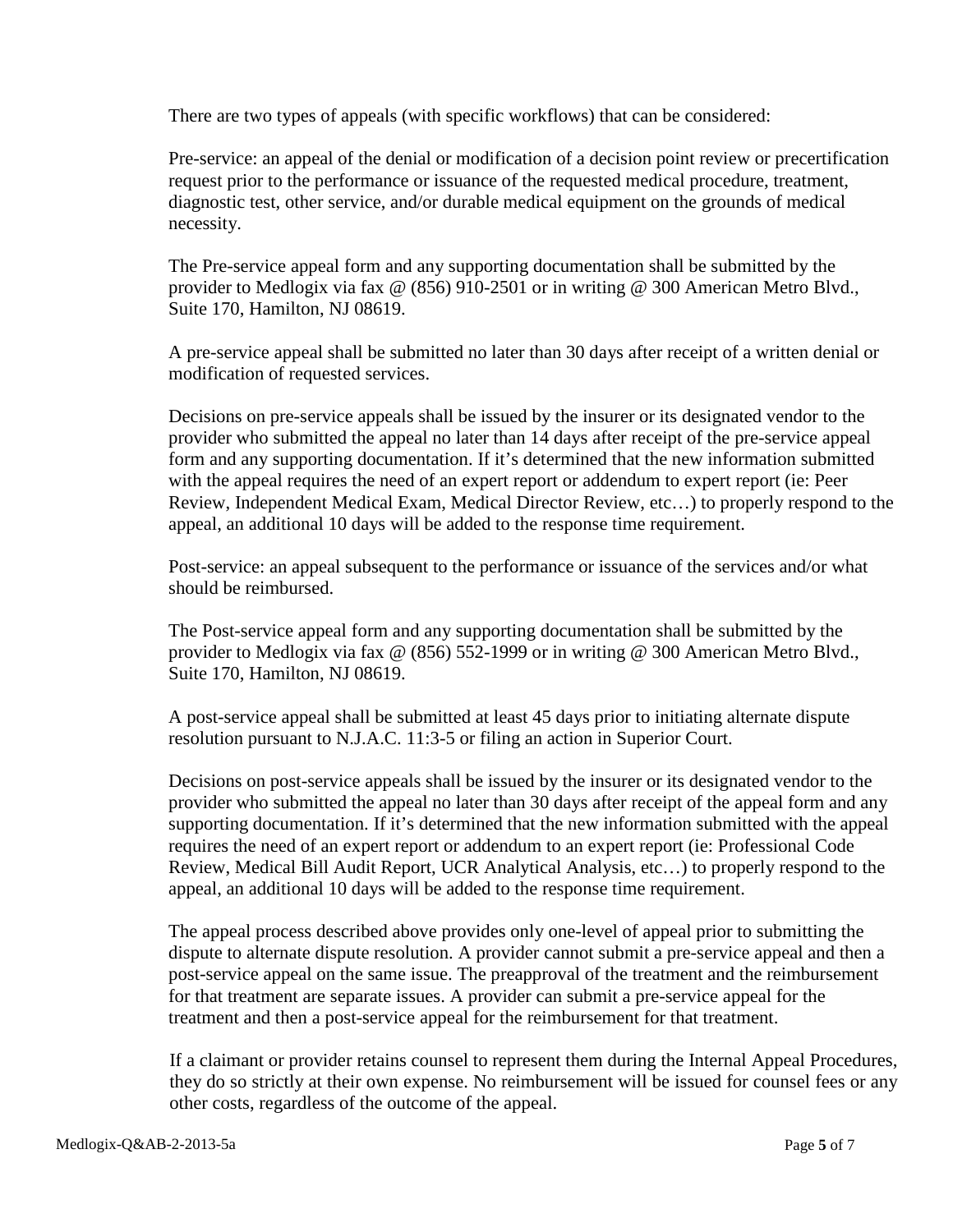There are two types of appeals (with specific workflows) that can be considered:

Pre-service: an appeal of the denial or modification of a decision point review or precertification request prior to the performance or issuance of the requested medical procedure, treatment, diagnostic test, other service, and/or durable medical equipment on the grounds of medical necessity.

The Pre-service appeal form and any supporting documentation shall be submitted by the provider to Medlogix via fax @ (856) 910-2501 or in writing @ 300 American Metro Blvd., Suite 170, Hamilton, NJ 08619.

A pre-service appeal shall be submitted no later than 30 days after receipt of a written denial or modification of requested services.

Decisions on pre-service appeals shall be issued by the insurer or its designated vendor to the provider who submitted the appeal no later than 14 days after receipt of the pre-service appeal form and any supporting documentation. If it's determined that the new information submitted with the appeal requires the need of an expert report or addendum to expert report (ie: Peer Review, Independent Medical Exam, Medical Director Review, etc…) to properly respond to the appeal, an additional 10 days will be added to the response time requirement.

Post-service: an appeal subsequent to the performance or issuance of the services and/or what should be reimbursed.

The Post-service appeal form and any supporting documentation shall be submitted by the provider to Medlogix via fax @ (856) 552-1999 or in writing @ 300 American Metro Blvd., Suite 170, Hamilton, NJ 08619.

A post-service appeal shall be submitted at least 45 days prior to initiating alternate dispute resolution pursuant to N.J.A.C. 11:3-5 or filing an action in Superior Court.

Decisions on post-service appeals shall be issued by the insurer or its designated vendor to the provider who submitted the appeal no later than 30 days after receipt of the appeal form and any supporting documentation. If it's determined that the new information submitted with the appeal requires the need of an expert report or addendum to an expert report (ie: Professional Code Review, Medical Bill Audit Report, UCR Analytical Analysis, etc…) to properly respond to the appeal, an additional 10 days will be added to the response time requirement.

The appeal process described above provides only one-level of appeal prior to submitting the dispute to alternate dispute resolution. A provider cannot submit a pre-service appeal and then a post-service appeal on the same issue. The preapproval of the treatment and the reimbursement for that treatment are separate issues. A provider can submit a pre-service appeal for the treatment and then a post-service appeal for the reimbursement for that treatment.

If a claimant or provider retains counsel to represent them during the Internal Appeal Procedures, they do so strictly at their own expense. No reimbursement will be issued for counsel fees or any other costs, regardless of the outcome of the appeal.

Medlogix-Q&AB-2-2013-5a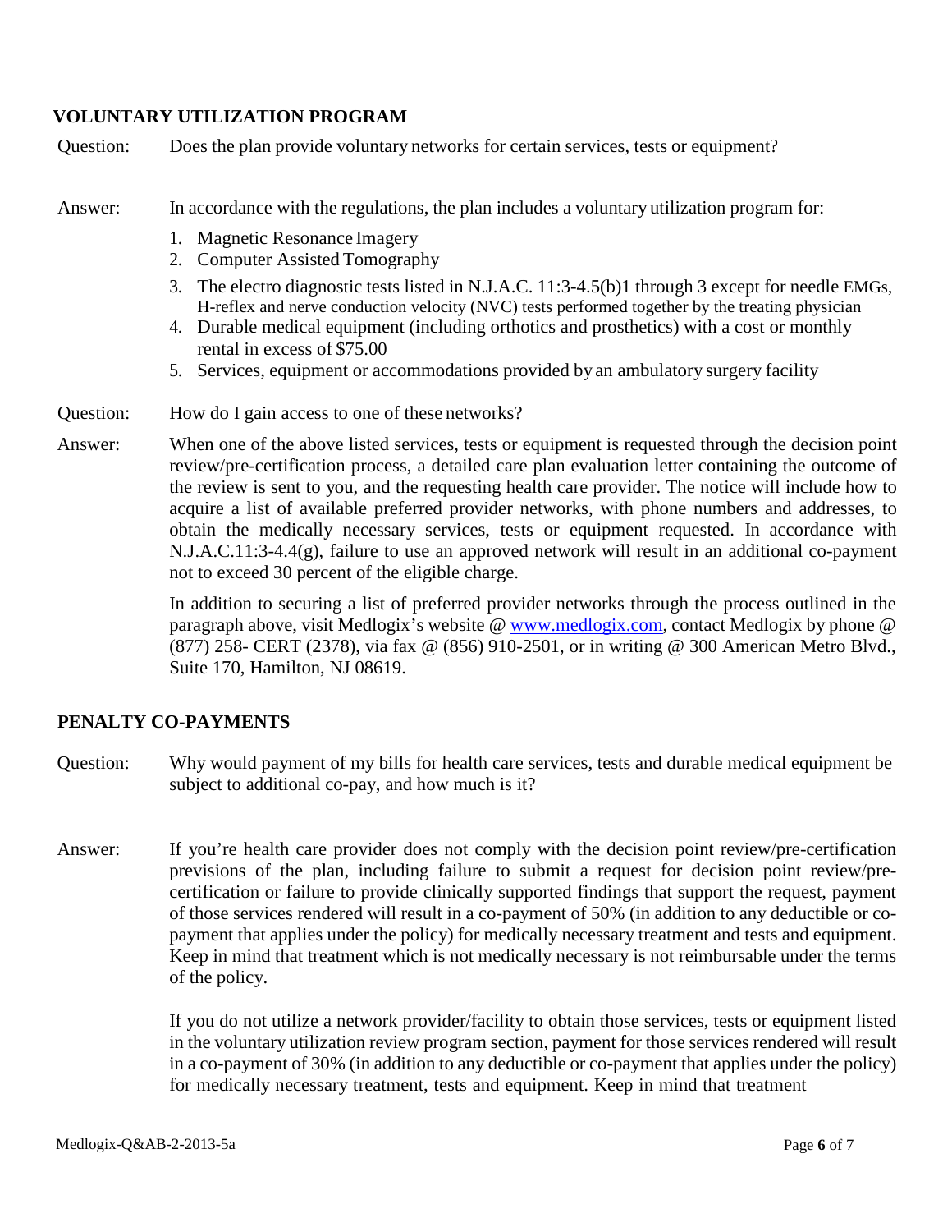## VOLUNTARY UTILIZATION PROGRAM

Question: Does the plan provide voluntary networks for certain services, tests or equipment?

Answer: In accordance with the regulations, the plan includes a voluntary utilization program for:

1. Magnetic Resonance Imagery
2. Computer Assisted Tomography
3. The electro diagnostic tests listed in N.J.A.C. 11:3-4.5(b)1 through 3 except for needle EMGs, H-reflex and nerve conduction velocity (NVC) tests performed together by the treating physician
4. Durable medical equipment (including orthotics and prosthetics) with a cost or monthly rental in excess of $75.00
5. Services, equipment or accommodations provided by an ambulatory surgery facility

Question: How do I gain access to one of these networks?

Answer: When one of the above listed services, tests or equipment is requested through the decision point review/pre-certification process, a detailed care plan evaluation letter containing the outcome of the review is sent to you, and the requesting health care provider. The notice will include how to acquire a list of available preferred provider networks, with phone numbers and addresses, to obtain the medically necessary services, tests or equipment requested. In accordance with N.J.A.C.11:3-4.4(g), failure to use an approved network will result in an additional co-payment not to exceed 30 percent of the eligible charge.

In addition to securing a list of preferred provider networks through the process outlined in the paragraph above, visit Medlogix's website @ www.medlogix.com, contact Medlogix by phone @ (877) 258- CERT (2378), via fax @ (856) 910-2501, or in writing @ 300 American Metro Blvd., Suite 170, Hamilton, NJ 08619.

## PENALTY CO-PAYMENTS

Question: Why would payment of my bills for health care services, tests and durable medical equipment be subject to additional co-pay, and how much is it?

Answer: If you're health care provider does not comply with the decision point review/pre-certification previsions of the plan, including failure to submit a request for decision point review/pre-certification or failure to provide clinically supported findings that support the request, payment of those services rendered will result in a co-payment of 50% (in addition to any deductible or co-payment that applies under the policy) for medically necessary treatment and tests and equipment. Keep in mind that treatment which is not medically necessary is not reimbursable under the terms of the policy.

If you do not utilize a network provider/facility to obtain those services, tests or equipment listed in the voluntary utilization review program section, payment for those services rendered will result in a co-payment of 30% (in addition to any deductible or co-payment that applies under the policy) for medically necessary treatment, tests and equipment. Keep in mind that treatment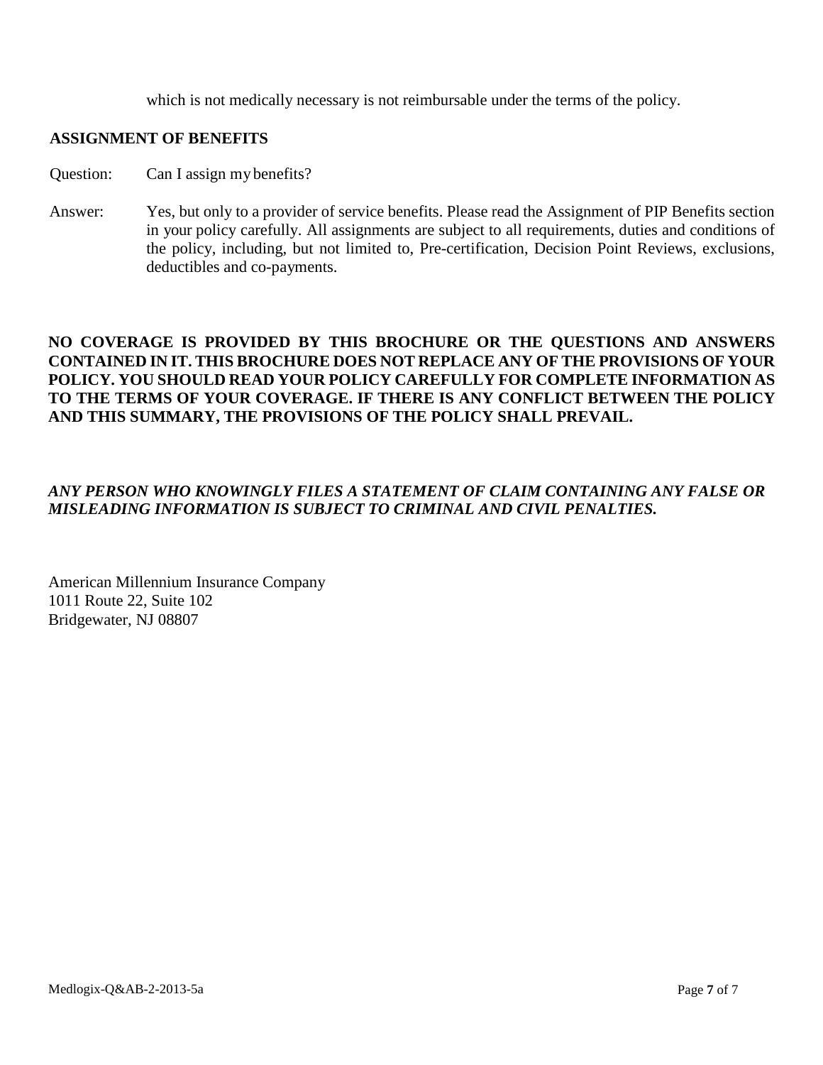which is not medically necessary is not reimbursable under the terms of the policy.

**ASSIGNMENT OF BENEFITS**

Question: Can I assign my benefits?

Answer: Yes, but only to a provider of service benefits. Please read the Assignment of PIP Benefits section in your policy carefully. All assignments are subject to all requirements, duties and conditions of the policy, including, but not limited to, Pre-certification, Decision Point Reviews, exclusions, deductibles and co-payments.

**NO COVERAGE IS PROVIDED BY THIS BROCHURE OR THE QUESTIONS AND ANSWERS CONTAINED IN IT. THIS BROCHURE DOES NOT REPLACE ANY OF THE PROVISIONS OF YOUR POLICY. YOU SHOULD READ YOUR POLICY CAREFULLY FOR COMPLETE INFORMATION AS TO THE TERMS OF YOUR COVERAGE. IF THERE IS ANY CONFLICT BETWEEN THE POLICY AND THIS SUMMARY, THE PROVISIONS OF THE POLICY SHALL PREVAIL.**

***ANY PERSON WHO KNOWINGLY FILES A STATEMENT OF CLAIM CONTAINING ANY FALSE OR MISLEADING INFORMATION IS SUBJECT TO CRIMINAL AND CIVIL PENALTIES.***

American Millennium Insurance Company
1011 Route 22, Suite 102
Bridgewater, NJ 08807

Medlogix-Q&AB-2-2013-5a